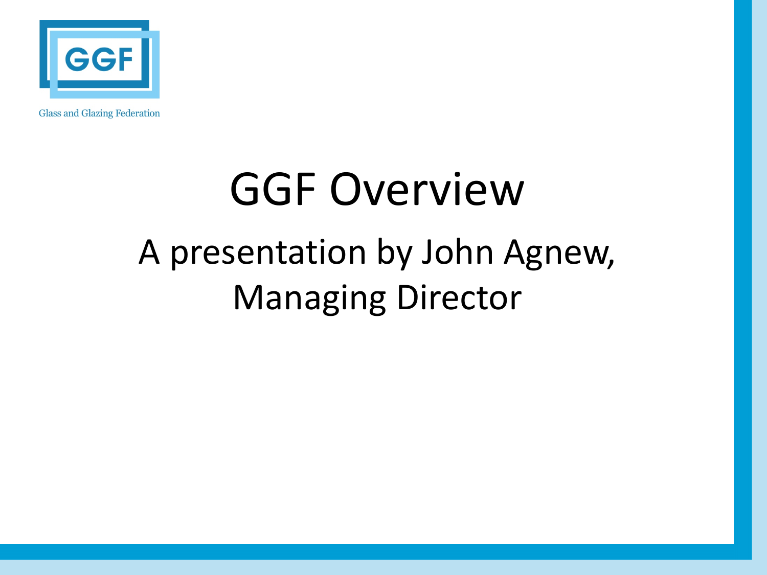Glass and Glazing Federation

# GGF Overview

## A presentation by John Agnew, Managing Director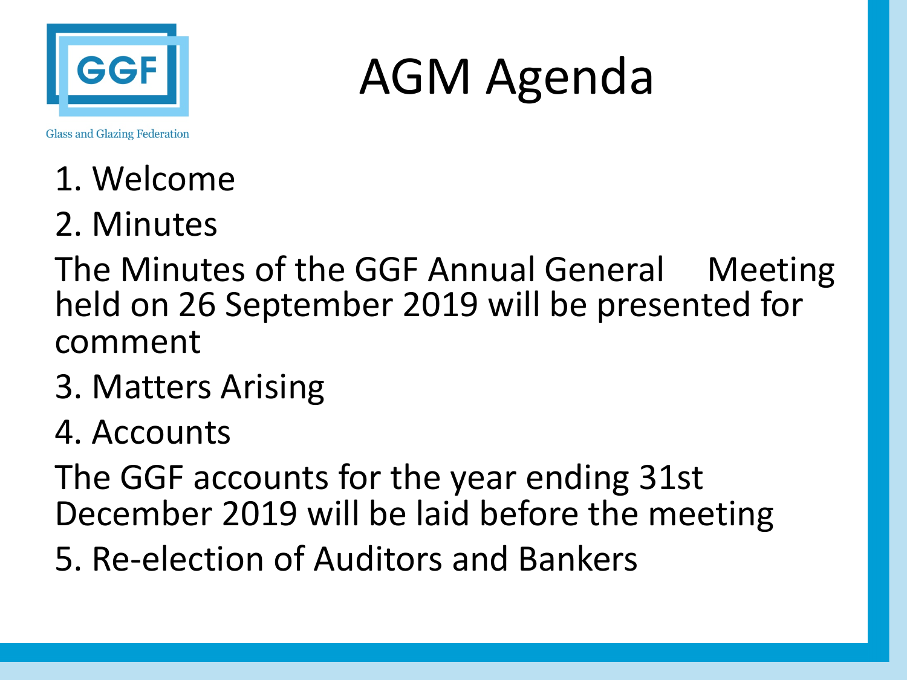# AGM Agenda

Glass and Glazing Federation

1. Welcome
2. Minutes

The Minutes of the GGF Annual General Meeting held on 26 September 2019 will be presented for comment

3. Matters Arising
4. Accounts

The GGF accounts for the year ending 31st December 2019 will be laid before the meeting

5. Re-election of Auditors and Bankers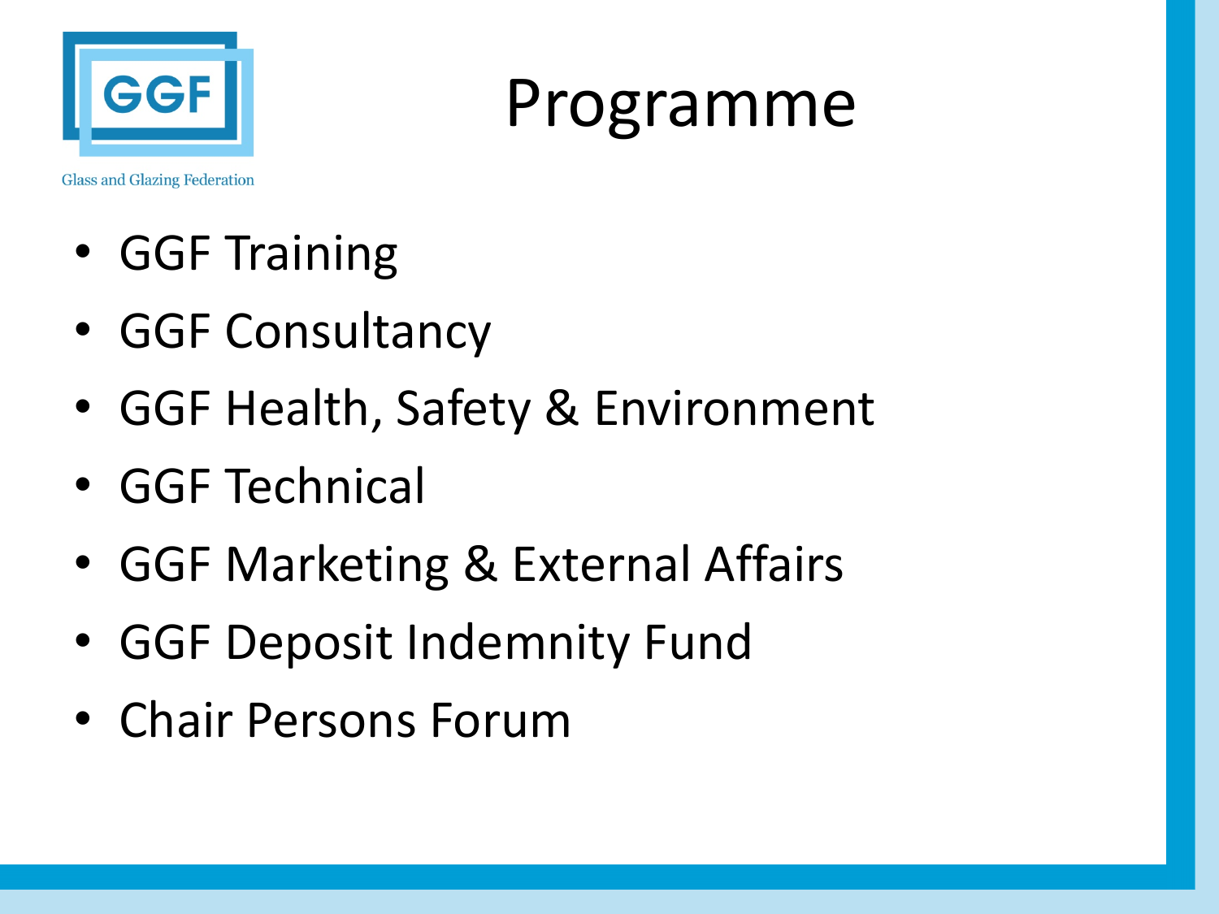# Programme

- GGF Training
- GGF Consultancy
- GGF Health, Safety & Environment
- GGF Technical
- GGF Marketing & External Affairs
- GGF Deposit Indemnity Fund
- Chair Persons Forum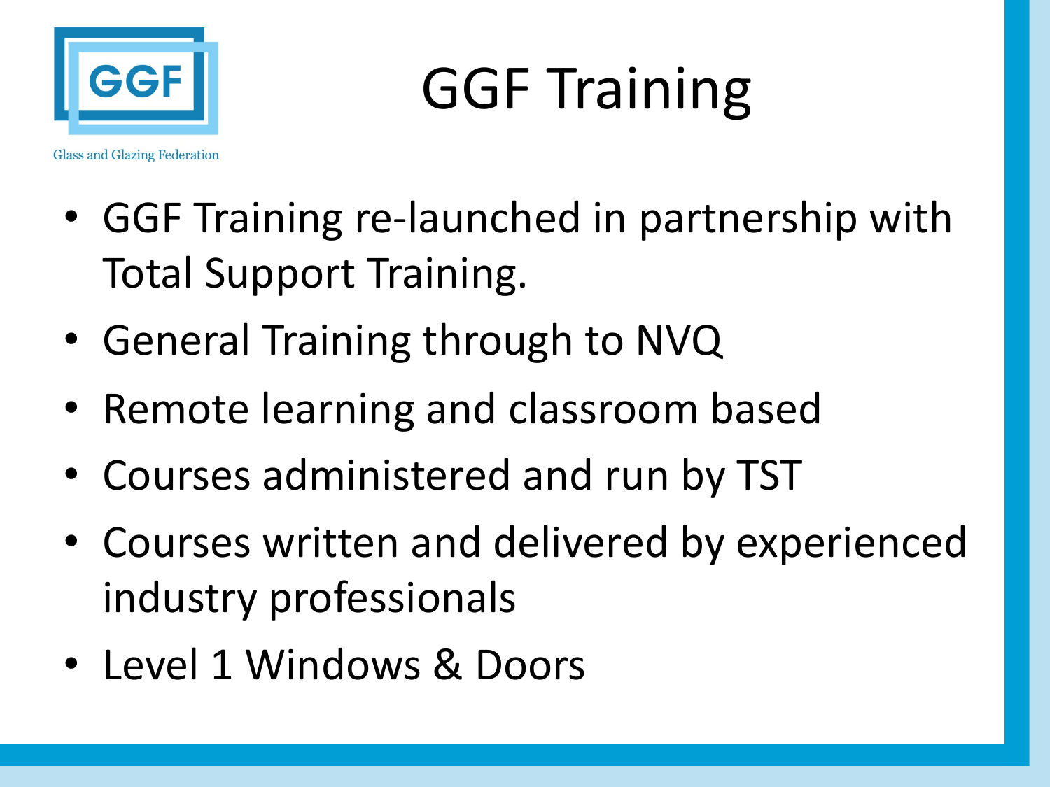Glass and Glazing Federation

# GGF Training

- GGF Training re-launched in partnership with Total Support Training.
- General Training through to NVQ
- Remote learning and classroom based
- Courses administered and run by TST
- Courses written and delivered by experienced industry professionals
- Level 1 Windows & Doors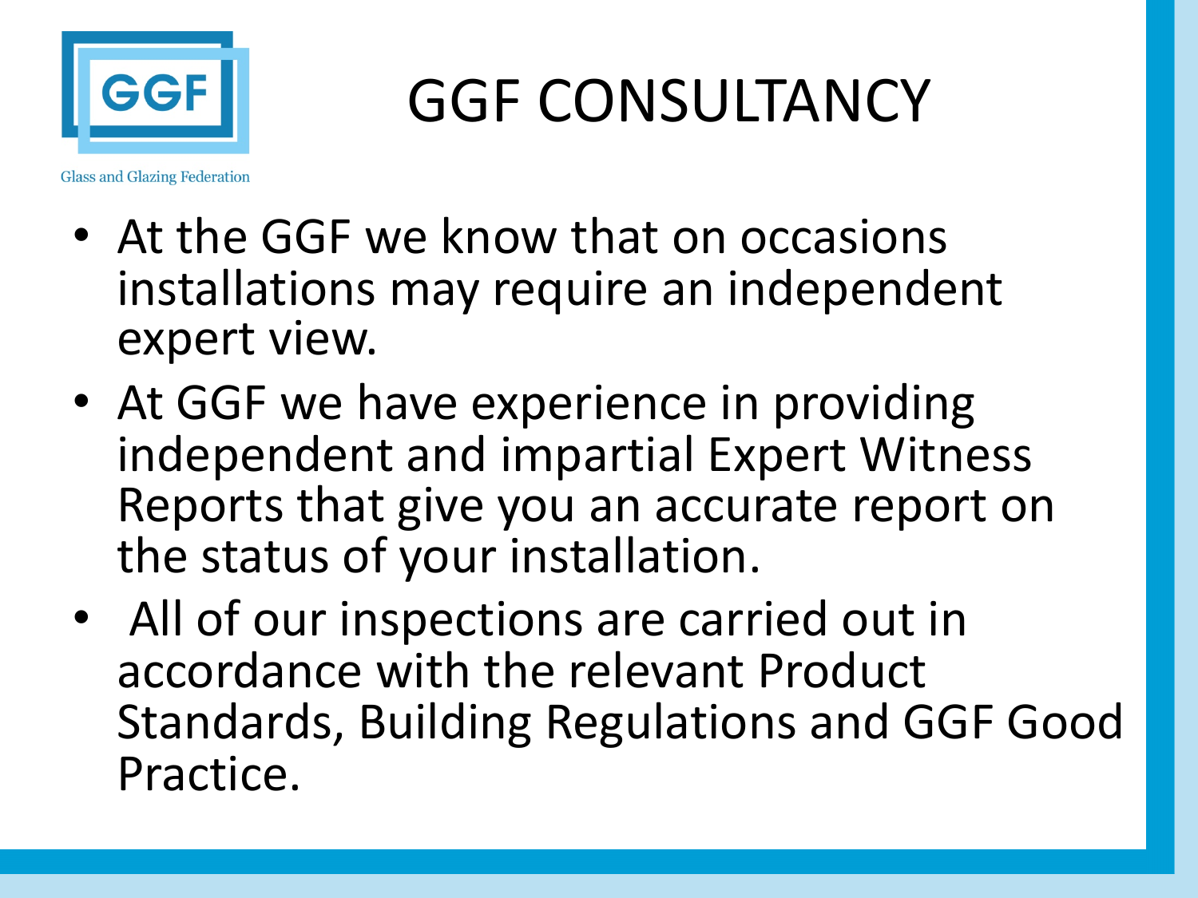# GGF CONSULTANCY

- At the GGF we know that on occasions installations may require an independent expert view.
- At GGF we have experience in providing independent and impartial Expert Witness Reports that give you an accurate report on the status of your installation.
- All of our inspections are carried out in accordance with the relevant Product Standards, Building Regulations and GGF Good Practice.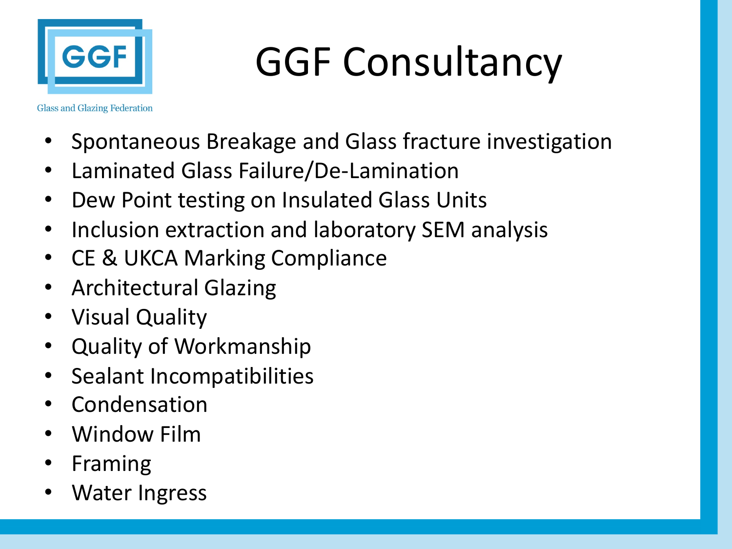# GGF Consultancy

Glass and Glazing Federation

- Spontaneous Breakage and Glass fracture investigation
- Laminated Glass Failure/De-Lamination
- Dew Point testing on Insulated Glass Units
- Inclusion extraction and laboratory SEM analysis
- CE & UKCA Marking Compliance
- Architectural Glazing
- Visual Quality
- Quality of Workmanship
- Sealant Incompatibilities
- Condensation
- Window Film
- Framing
- Water Ingress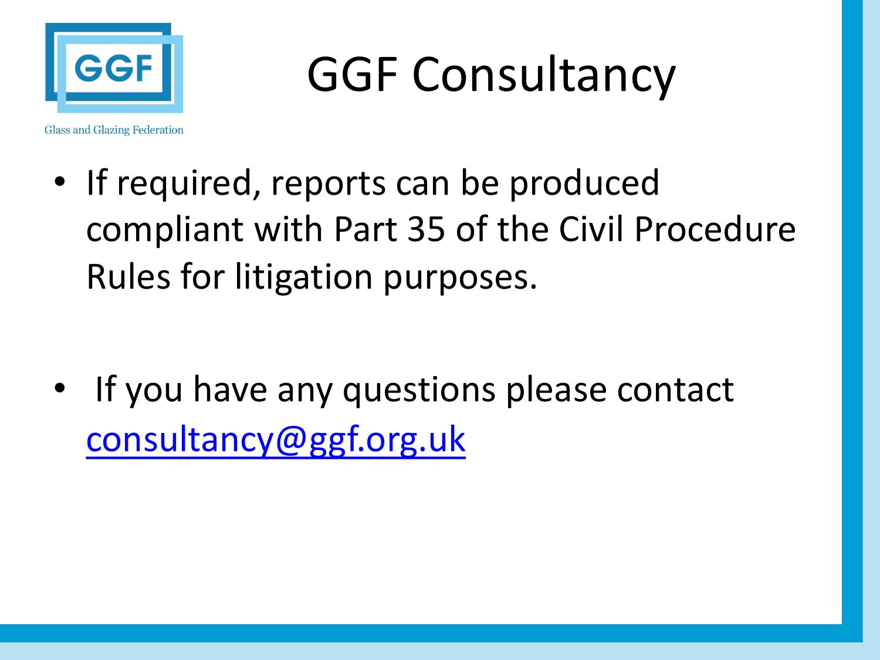# GGF Consultancy

- If required, reports can be produced compliant with Part 35 of the Civil Procedure Rules for litigation purposes.

- If you have any questions please contact consultancy@ggf.org.uk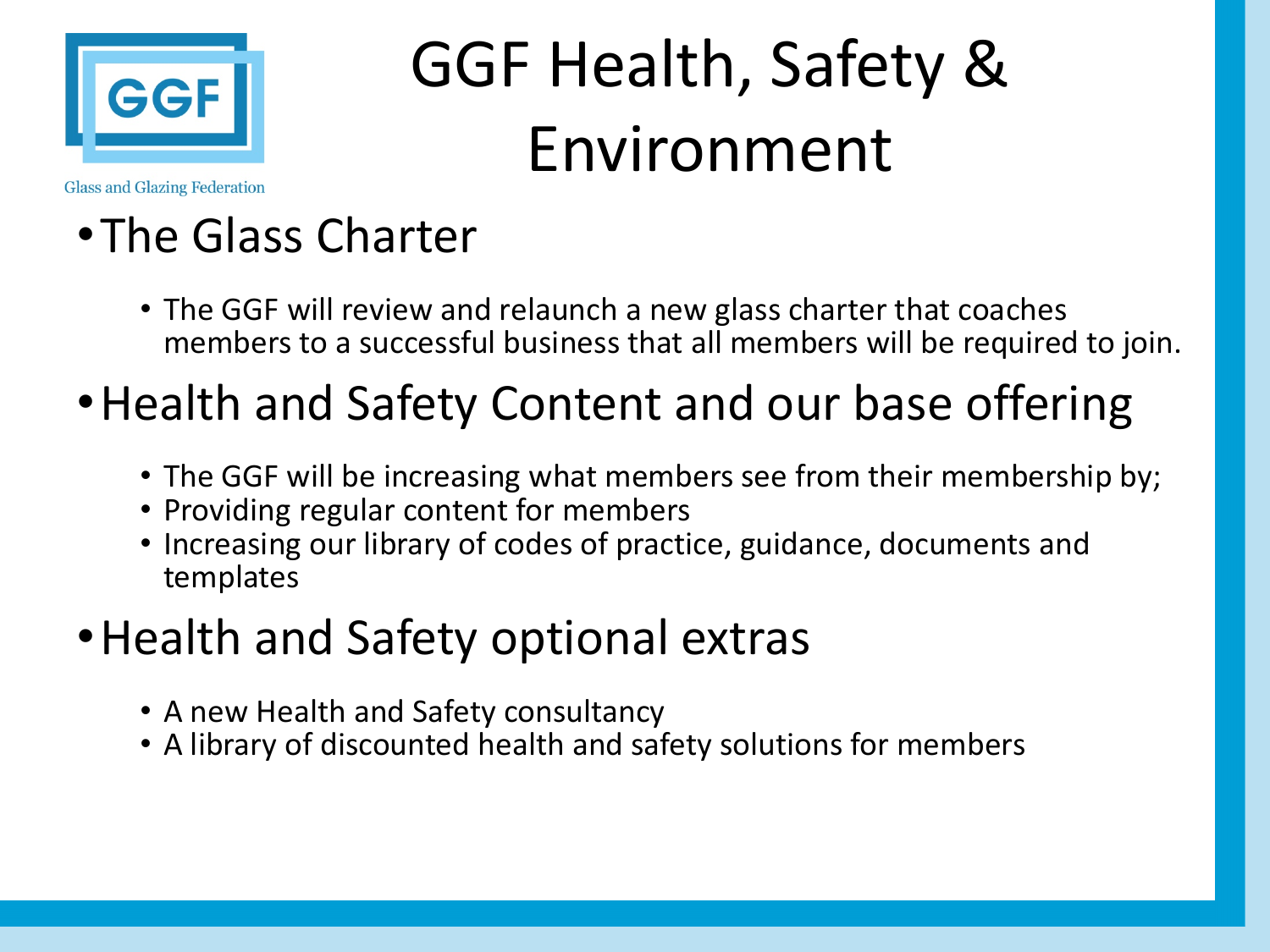Glass and Glazing Federation

# GGF Health, Safety & Environment

- The Glass Charter
  - The GGF will review and relaunch a new glass charter that coaches members to a successful business that all members will be required to join.
- Health and Safety Content and our base offering
  - The GGF will be increasing what members see from their membership by;
  - Providing regular content for members
  - Increasing our library of codes of practice, guidance, documents and templates
- Health and Safety optional extras
  - A new Health and Safety consultancy
  - A library of discounted health and safety solutions for members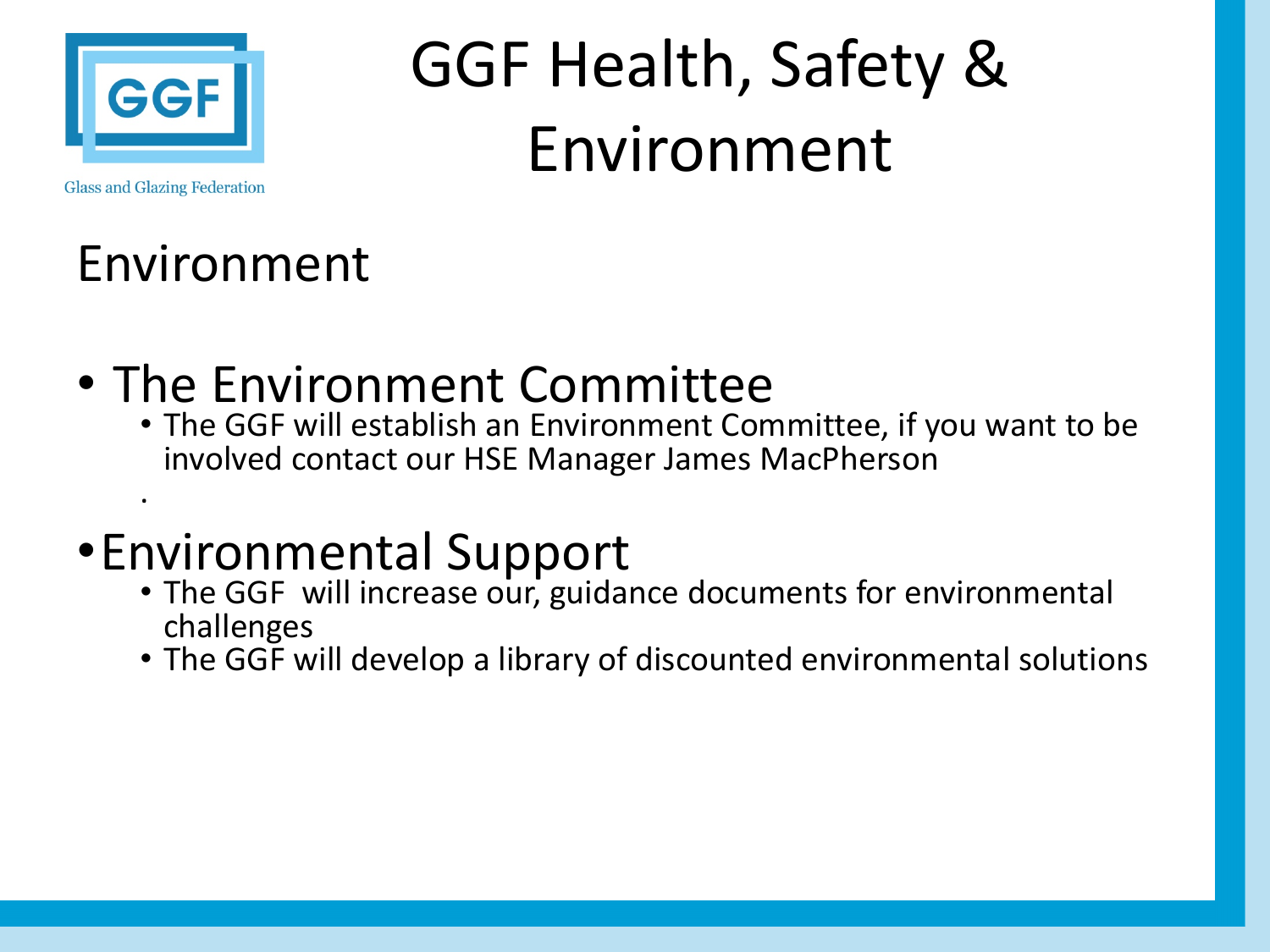Glass and Glazing Federation

# GGF Health, Safety & Environment

## Environment

- The Environment Committee
  - The GGF will establish an Environment Committee, if you want to be involved contact our HSE Manager James MacPherson

- Environmental Support
  - The GGF  will increase our, guidance documents for environmental challenges
  - The GGF will develop a library of discounted environmental solutions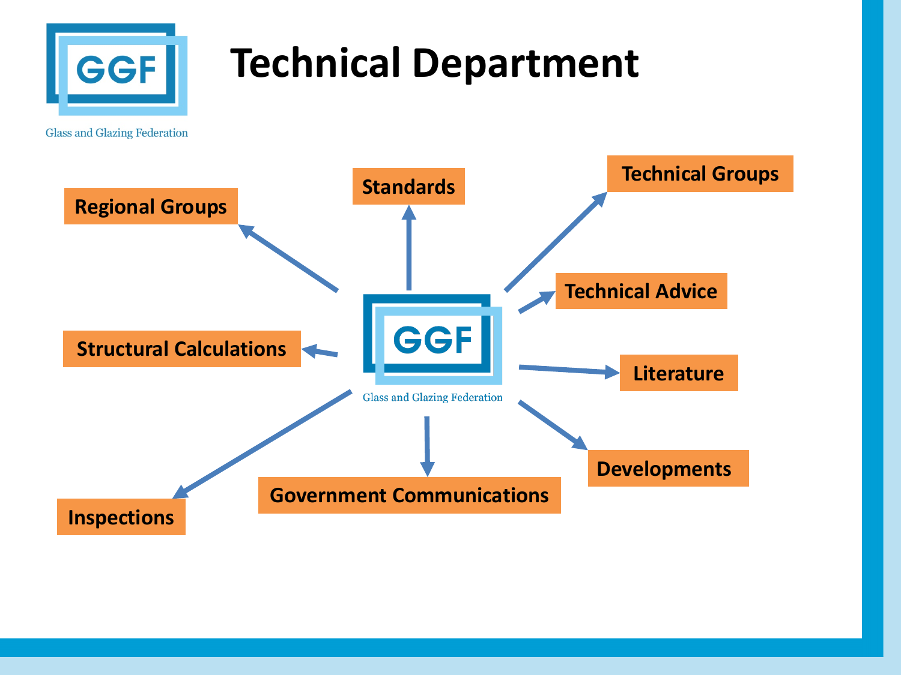# Technical Department

Glass and Glazing Federation

- Regional Groups
- Standards
- Technical Groups
- Technical Advice
- Structural Calculations
- Literature
- Developments
- Government Communications
- Inspections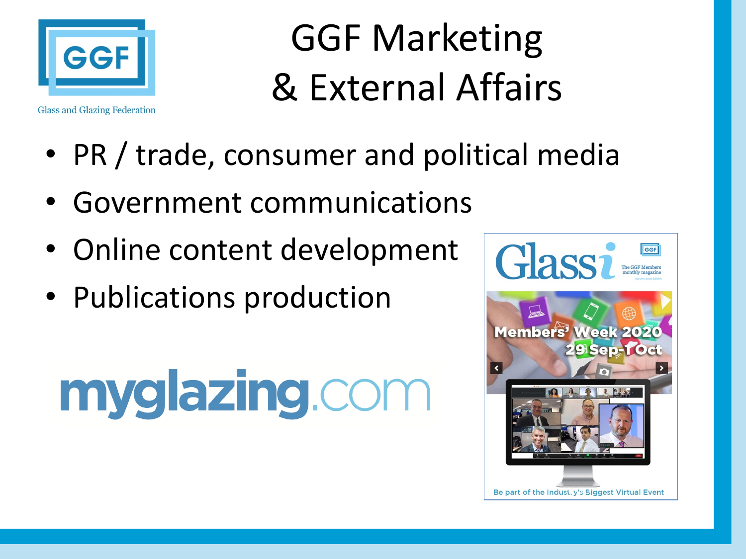# GGF Marketing & External Affairs

Glass and Glazing Federation

- PR / trade, consumer and political media
- Government communications
- Online content development
- Publications production

myglazing.com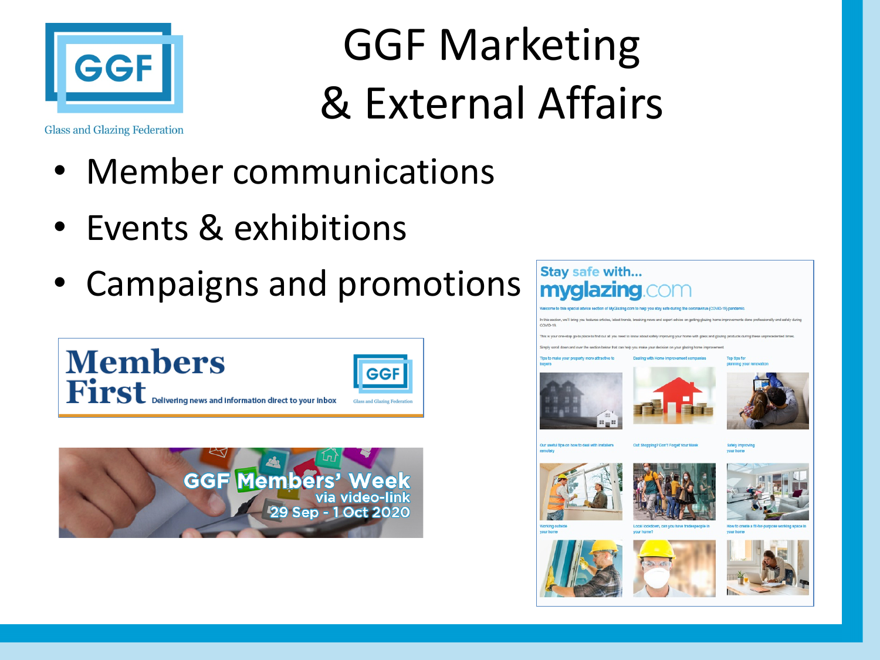# GGF Marketing & External Affairs

Glass and Glazing Federation

- Member communications
- Events & exhibitions
- Campaigns and promotions

**Members First** Delivering news and information direct to your inbox

GGF Members' Week via video-link 29 Sep - 1 Oct 2020

Stay safe with... myglazing.com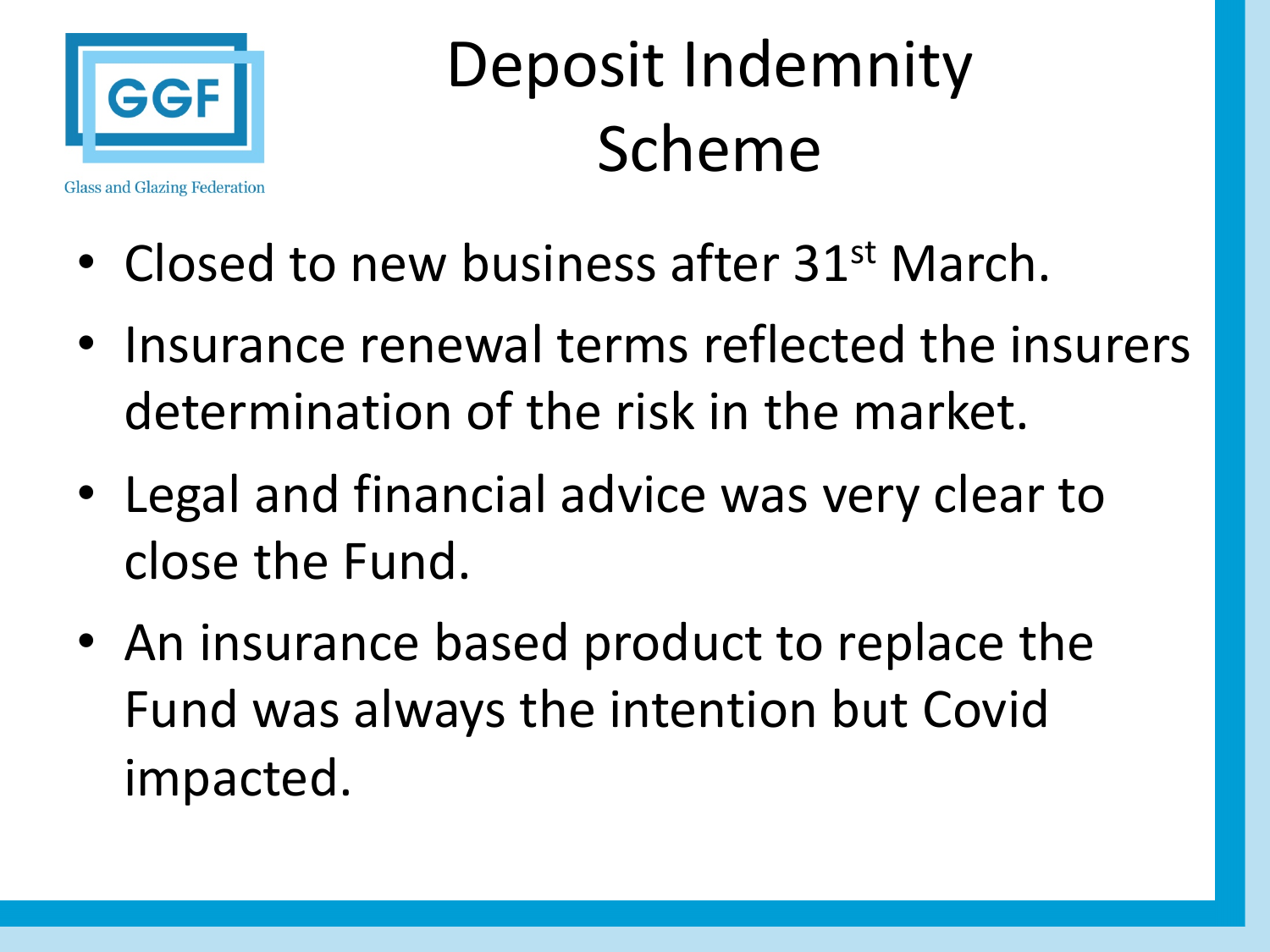# Deposit Indemnity Scheme

- Closed to new business after 31st March.
- Insurance renewal terms reflected the insurers determination of the risk in the market.
- Legal and financial advice was very clear to close the Fund.
- An insurance based product to replace the Fund was always the intention but Covid impacted.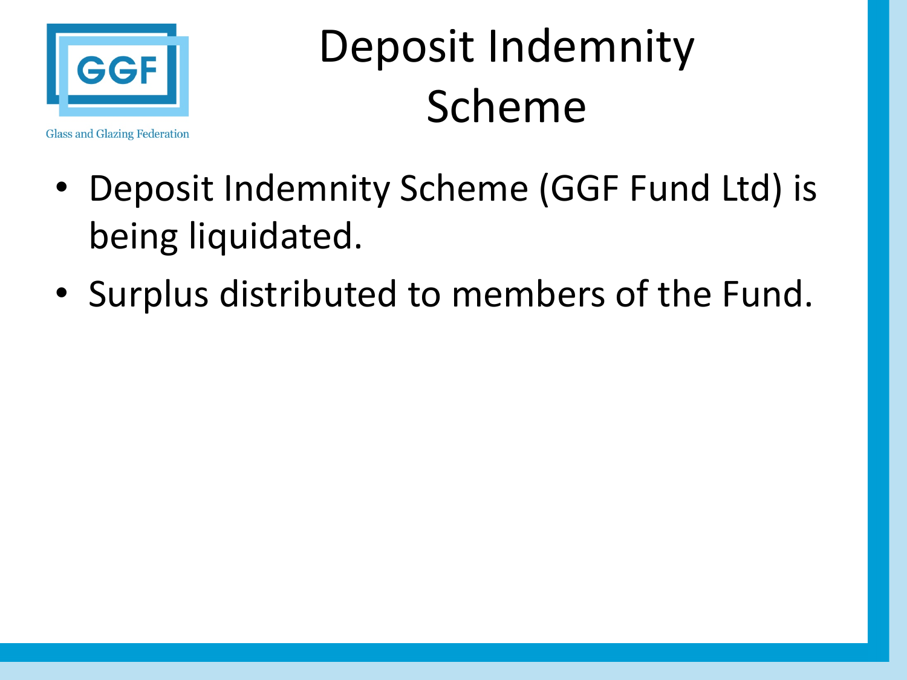# Deposit Indemnity Scheme

- Deposit Indemnity Scheme (GGF Fund Ltd) is being liquidated.
- Surplus distributed to members of the Fund.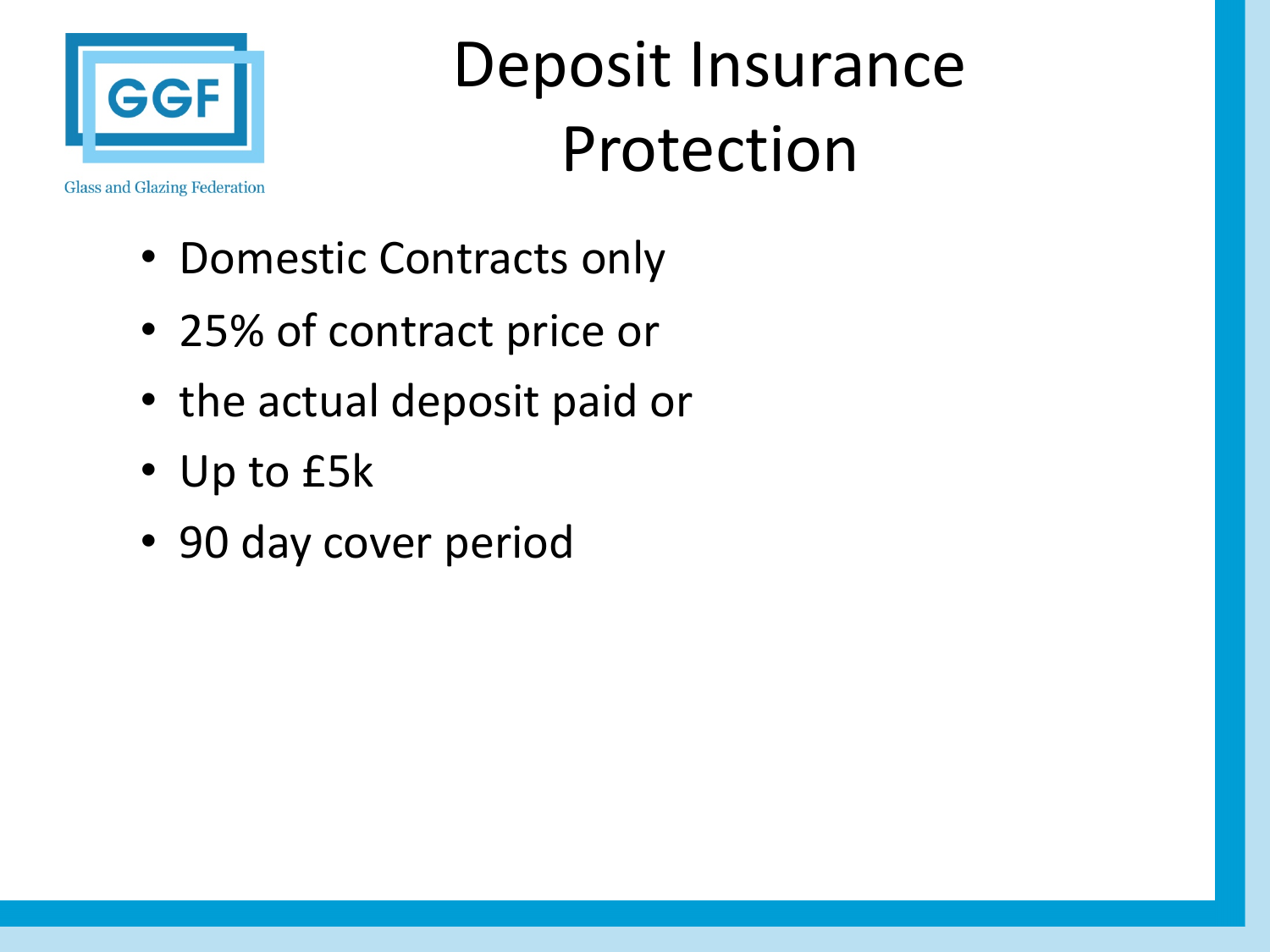# Deposit Insurance Protection

- Domestic Contracts only
- 25% of contract price or
- the actual deposit paid or
- Up to £5k
- 90 day cover period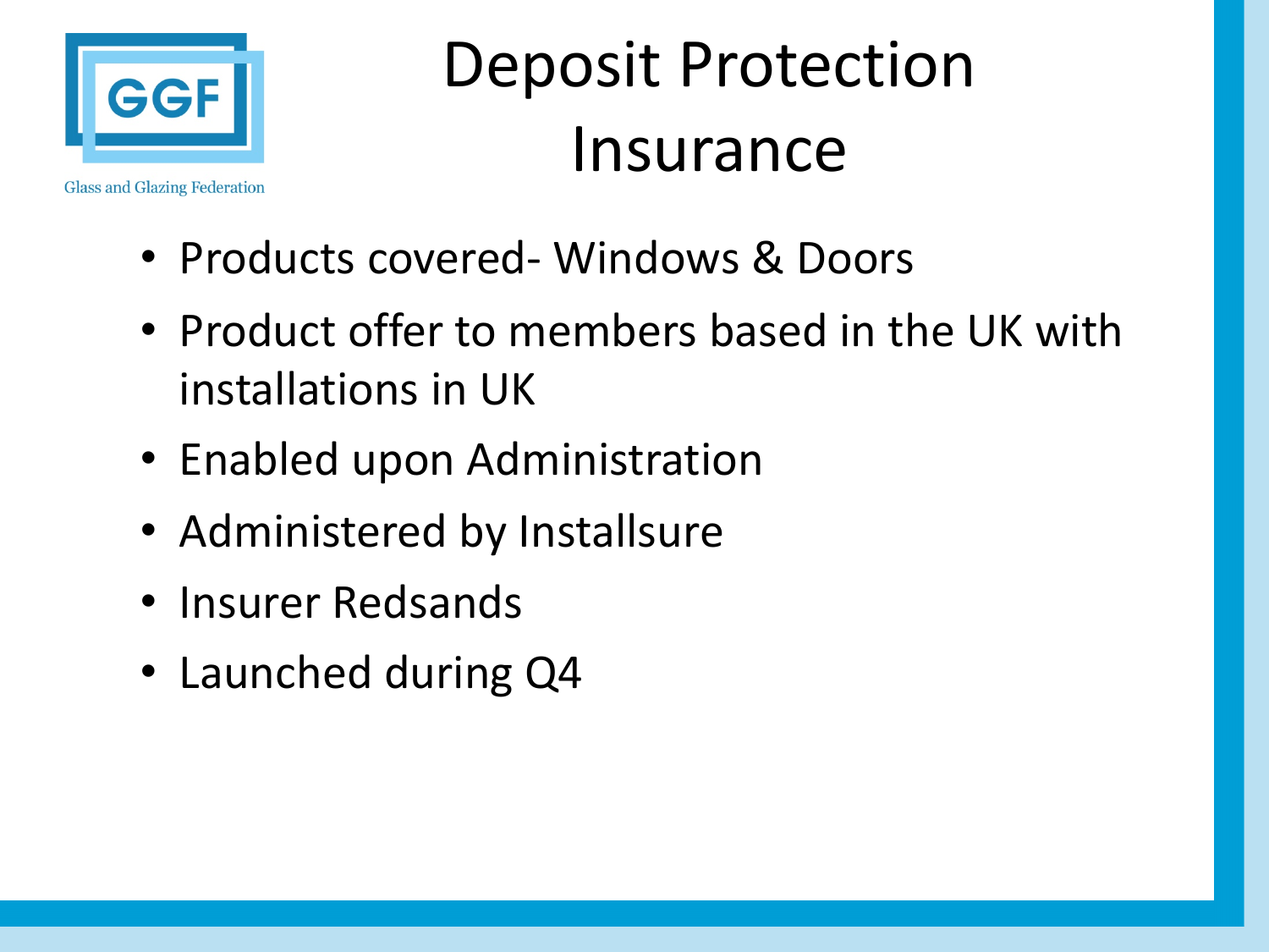Glass and Glazing Federation

# Deposit Protection Insurance

- Products covered- Windows & Doors
- Product offer to members based in the UK with installations in UK
- Enabled upon Administration
- Administered by Installsure
- Insurer Redsands
- Launched during Q4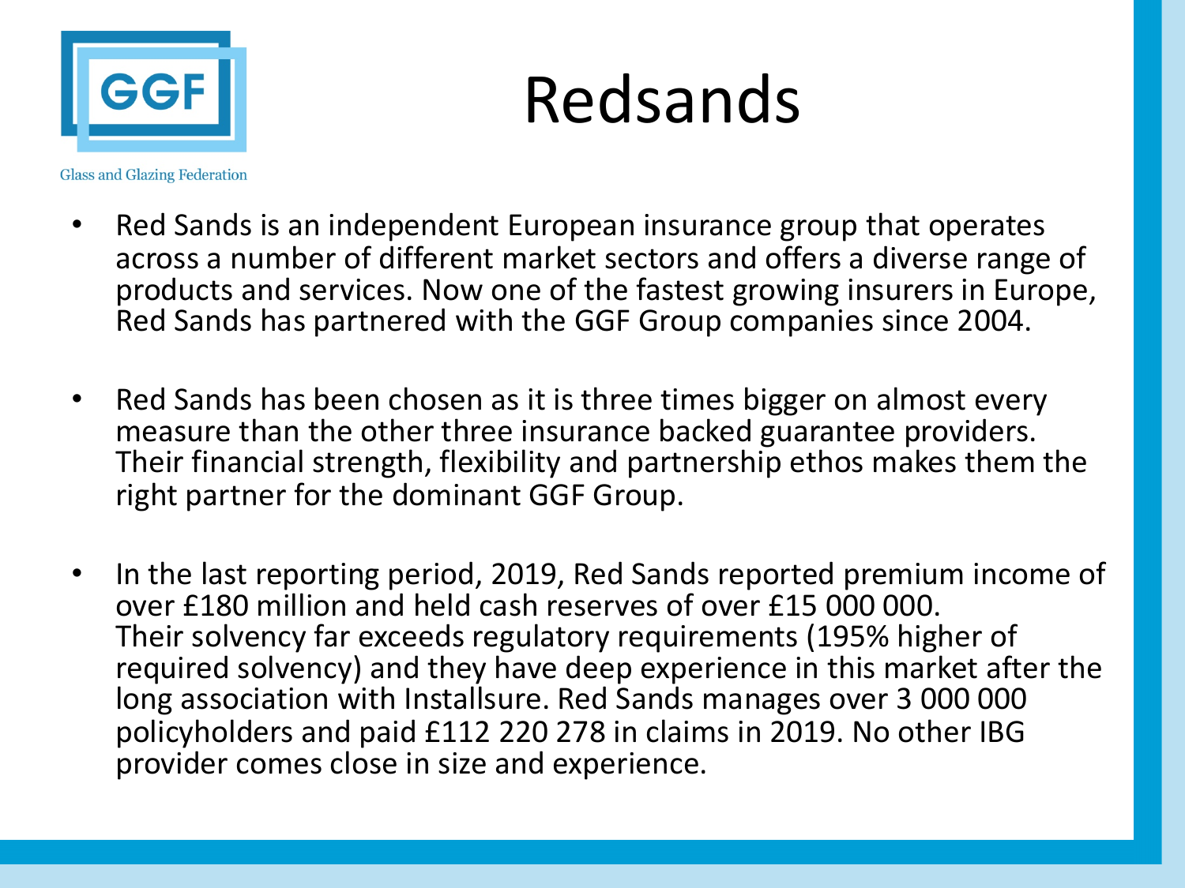# Redsands

- Red Sands is an independent European insurance group that operates across a number of different market sectors and offers a diverse range of products and services. Now one of the fastest growing insurers in Europe, Red Sands has partnered with the GGF Group companies since 2004.

- Red Sands has been chosen as it is three times bigger on almost every measure than the other three insurance backed guarantee providers. Their financial strength, flexibility and partnership ethos makes them the right partner for the dominant GGF Group.

- In the last reporting period, 2019, Red Sands reported premium income of over £180 million and held cash reserves of over £15 000 000. Their solvency far exceeds regulatory requirements (195% higher of required solvency) and they have deep experience in this market after the long association with Installsure. Red Sands manages over 3 000 000 policyholders and paid £112 220 278 in claims in 2019. No other IBG provider comes close in size and experience.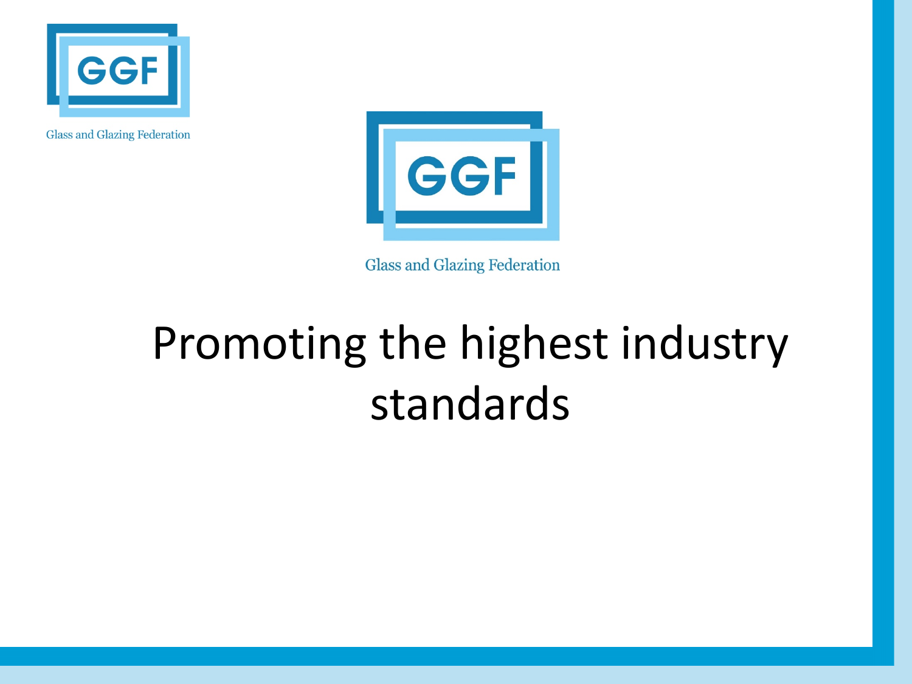Glass and Glazing Federation

Glass and Glazing Federation

# Promoting the highest industry standards